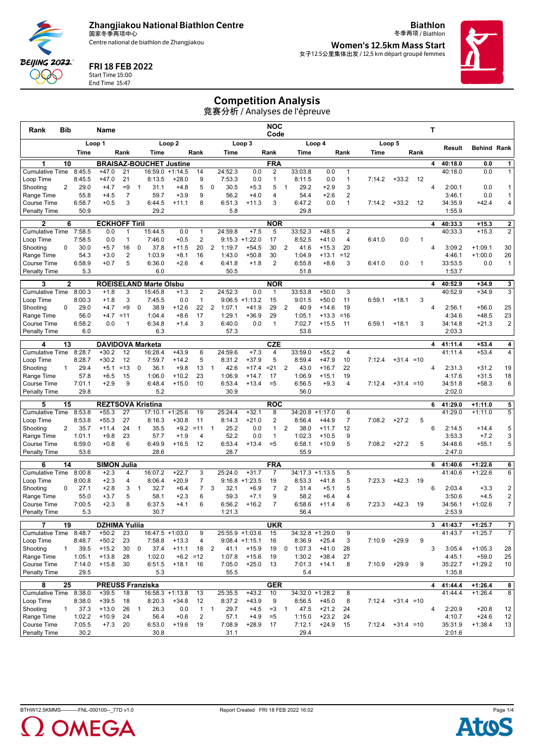Zhangjiakou National Biathlon Centre
国家冬季两项中心
Centre national de biathlon de Zhangjiakou

FRI 18 FEB 2022
Start Time 15:00
End Time 15:47

Biathlon
冬季两项 / Biathlon

Women's 12.5km Mass Start
女子12.5公里集体出发 / 12,5 km départ groupé femmes

# Competition Analysis
竞赛分析 / Analyses de l'épreuve

| Rank | Bib | | Name | | | | | NOC Code | | | | | | | T | Result | Behind | Rank |
|---|---|---|---|---|---|---|---|---|---|---|---|---|---|---|---|---|---|---|
| | Loop 1 | | | Loop 2 | | | Loop 3 | | | Loop 4 | | | Loop 5 | | | | | |
| | Time | | Rank | Time | | Rank | Time | | Rank | Time | | Rank | Time | | Rank | | | |
| **1** | **10** | | **BRAISAZ-BOUCHET Justine** | | | | | **FRA** | | | | | | | **4** | **40:18.0** | **0.0** | **1** |
| Cumulative Time | 8:45.5 | +47.0 | 21 | 16:59.0 | +1:14.5 | 14 | 24:52.3 | 0.0 | 2 | 33:03.8 | 0.0 | 1 | | | | 40:18.0 | 0.0 | 1 |
| Loop Time | 8:45.5 | +47.0 | 21 | 8:13.5 | +28.0 | 9 | 7:53.3 | 0.0 | 1 | 8:11.5 | 0.0 | 1 | 7:14.2 | +33.2 | 12 | | | |
| Shooting | 2 29.0 | +4.7 | =9 | 1 31.1 | +4.8 | 5 | 0 30.5 | +5.3 | 5 | 1 29.2 | +2.9 | 3 | | | | 4 2:00.1 | 0.0 | 1 |
| Range Time | 55.8 | +4.5 | 7 | 59.7 | +3.9 | 9 | 56.2 | +4.0 | 4 | 54.4 | +2.6 | 2 | | | | 3:46.1 | 0.0 | 1 |
| Course Time | 6:58.7 | +0.5 | 3 | 6:44.5 | +11.1 | 8 | 6:51.3 | +11.3 | 3 | 6:47.2 | 0.0 | 1 | 7:14.2 | +33.2 | 12 | 34:35.9 | +42.4 | 4 |
| Penalty Time | 50.9 | | | 29.2 | | | 5.8 | | | 29.8 | | | | | | 1:55.9 | | |
| **2** | **6** | | **ECKHOFF Tiril** | | | | | **NOR** | | | | | | | **4** | **40:33.3** | **+15.3** | **2** |
| Cumulative Time | 7:58.5 | 0.0 | 1 | 15:44.5 | 0.0 | 1 | 24:59.8 | +7.5 | 5 | 33:52.3 | +48.5 | 2 | | | | 40:33.3 | +15.3 | 2 |
| Loop Time | 7:58.5 | 0.0 | 1 | 7:46.0 | +0.5 | 2 | 9:15.3 | +1:22.0 | 17 | 8:52.5 | +41.0 | 4 | 6:41.0 | 0.0 | 1 | | | |
| Shooting | 0 30.0 | +5.7 | 16 | 0 37.8 | +11.5 | 20 | 2 1:19.7 | +54.5 | 30 | 2 41.6 | +15.3 | 20 | | | | 4 3:09.2 | +1:09.1 | 30 |
| Range Time | 54.3 | +3.0 | 2 | 1:03.9 | +8.1 | 16 | 1:43.0 | +50.8 | 30 | 1:04.9 | +13.1 | =12 | | | | 4:46.1 | +1:00.0 | 26 |
| Course Time | 6:58.9 | +0.7 | 5 | 6:36.0 | +2.6 | 4 | 6:41.8 | +1.8 | 2 | 6:55.8 | +8.6 | 3 | 6:41.0 | 0.0 | 1 | 33:53.5 | 0.0 | 1 |
| Penalty Time | 5.3 | | | 6.0 | | | 50.5 | | | 51.8 | | | | | | 1:53.7 | | |
| **3** | **2** | | **ROEISELAND Marte Olsbu** | | | | | **NOR** | | | | | | | **4** | **40:52.9** | **+34.9** | **3** |
| Cumulative Time | 8:00.3 | +1.8 | 3 | 15:45.8 | +1.3 | 2 | 24:52.3 | 0.0 | 1 | 33:53.8 | +50.0 | 3 | | | | 40:52.9 | +34.9 | 3 |
| Loop Time | 8:00.3 | +1.8 | 3 | 7:45.5 | 0.0 | 1 | 9:06.5 | +1:13.2 | 15 | 9:01.5 | +50.0 | 11 | 6:59.1 | +18.1 | 3 | | | |
| Shooting | 0 29.0 | +4.7 | =9 | 0 38.9 | +12.6 | 22 | 2 1:07.1 | +41.9 | 29 | 2 40.9 | +14.6 | 19 | | | | 4 2:56.1 | +56.0 | 25 |
| Range Time | 56.0 | +4.7 | =11 | 1:04.4 | +8.6 | 17 | 1:29.1 | +36.9 | 29 | 1:05.1 | +13.3 | =16 | | | | 4:34.6 | +48.5 | 23 |
| Course Time | 6:58.2 | 0.0 | 1 | 6:34.8 | +1.4 | 3 | 6:40.0 | 0.0 | 1 | 7:02.7 | +15.5 | 11 | 6:59.1 | +18.1 | 3 | 34:14.8 | +21.3 | 2 |
| Penalty Time | 6.0 | | | 6.3 | | | 57.3 | | | 53.6 | | | | | | 2:03.3 | | |
| **4** | **13** | | **DAVIDOVA Marketa** | | | | | **CZE** | | | | | | | **4** | **41:11.4** | **+53.4** | **4** |
| Cumulative Time | 8:28.7 | +30.2 | 12 | 16:28.4 | +43.9 | 6 | 24:59.6 | +7.3 | 4 | 33:59.0 | +55.2 | 4 | | | | 41:11.4 | +53.4 | 4 |
| Loop Time | 8:28.7 | +30.2 | 12 | 7:59.7 | +14.2 | 5 | 8:31.2 | +37.9 | 5 | 8:59.4 | +47.9 | 10 | 7:12.4 | +31.4 | =10 | | | |
| Shooting | 1 29.4 | +5.1 | =13 | 0 36.1 | +9.8 | 13 | 1 42.6 | +17.4 | =21 | 2 43.0 | +16.7 | 22 | | | | 4 2:31.3 | +31.2 | 19 |
| Range Time | 57.8 | +6.5 | 15 | 1:06.0 | +10.2 | 23 | 1:06.9 | +14.7 | 17 | 1:06.9 | +15.1 | 19 | | | | 4:17.6 | +31.5 | 18 |
| Course Time | 7:01.1 | +2.9 | 9 | 6:48.4 | +15.0 | 10 | 6:53.4 | +13.4 | =5 | 6:56.5 | +9.3 | 4 | 7:12.4 | +31.4 | =10 | 34:51.8 | +58.3 | 6 |
| Penalty Time | 29.8 | | | 5.2 | | | 30.9 | | | 56.0 | | | | | | 2:02.0 | | |
| **5** | **15** | | **REZTSOVA Kristina** | | | | | **ROC** | | | | | | | **6** | **41:29.0** | **+1:11.0** | **5** |
| Cumulative Time | 8:53.8 | +55.3 | 27 | 17:10.1 | +1:25.6 | 19 | 25:24.4 | +32.1 | 8 | 34:20.8 | +1:17.0 | 6 | | | | 41:29.0 | +1:11.0 | 5 |
| Loop Time | 8:53.8 | +55.3 | 27 | 8:16.3 | +30.8 | 11 | 8:14.3 | +21.0 | 2 | 8:56.4 | +44.9 | 7 | 7:08.2 | +27.2 | 5 | | | |
| Shooting | 2 35.7 | +11.4 | 24 | 1 35.5 | +9.2 | =11 | 1 25.2 | 0.0 | 1 | 2 38.0 | +11.7 | 12 | | | | 6 2:14.5 | +14.4 | 5 |
| Range Time | 1:01.1 | +9.8 | 23 | 57.7 | +1.9 | 4 | 52.2 | 0.0 | 1 | 1:02.3 | +10.5 | 9 | | | | 3:53.3 | +7.2 | 3 |
| Course Time | 6:59.0 | +0.8 | 6 | 6:49.9 | +16.5 | 12 | 6:53.4 | +13.4 | =5 | 6:58.1 | +10.9 | 5 | 7:08.2 | +27.2 | 5 | 34:48.6 | +55.1 | 5 |
| Penalty Time | 53.6 | | | 28.6 | | | 28.7 | | | 55.9 | | | | | | 2:47.0 | | |
| **6** | **14** | | **SIMON Julia** | | | | | **FRA** | | | | | | | **6** | **41:40.6** | **+1:22.6** | **6** |
| Cumulative Time | 8:00.8 | +2.3 | 4 | 16:07.2 | +22.7 | 3 | 25:24.0 | +31.7 | 7 | 34:17.3 | +1:13.5 | 5 | | | | 41:40.6 | +1:22.6 | 6 |
| Loop Time | 8:00.8 | +2.3 | 4 | 8:06.4 | +20.9 | 7 | 9:16.8 | +1:23.5 | 19 | 8:53.3 | +41.8 | 5 | 7:23.3 | +42.3 | 19 | | | |
| Shooting | 0 27.1 | +2.8 | 3 | 1 32.7 | +6.4 | 7 | 3 32.1 | +6.9 | 7 | 2 31.4 | +5.1 | 5 | | | | 6 2:03.4 | +3.3 | 2 |
| Range Time | 55.0 | +3.7 | 5 | 58.1 | +2.3 | 6 | 59.3 | +7.1 | 9 | 58.2 | +6.4 | 4 | | | | 3:50.6 | +4.5 | 2 |
| Course Time | 7:00.5 | +2.3 | 8 | 6:37.5 | +4.1 | 6 | 6:56.2 | +16.2 | 7 | 6:58.6 | +11.4 | 6 | 7:23.3 | +42.3 | 19 | 34:56.1 | +1:02.6 | 7 |
| Penalty Time | 5.3 | | | 30.7 | | | 1:21.3 | | | 56.4 | | | | | | 2:53.9 | | |
| **7** | **19** | | **DZHIMA Yuliia** | | | | | **UKR** | | | | | | | **3** | **41:43.7** | **+1:25.7** | **7** |
| Cumulative Time | 8:48.7 | +50.2 | 23 | 16:47.5 | +1:03.0 | 9 | 25:55.9 | +1:03.6 | 15 | 34:32.8 | +1:29.0 | 9 | | | | 41:43.7 | +1:25.7 | 7 |
| Loop Time | 8:48.7 | +50.2 | 23 | 7:58.8 | +13.3 | 4 | 9:08.4 | +1:15.1 | 16 | 8:36.9 | +25.4 | 3 | 7:10.9 | +29.9 | 9 | | | |
| Shooting | 1 39.5 | +15.2 | 30 | 0 37.4 | +11.1 | 18 | 2 41.1 | +15.9 | 19 | 0 1:07.3 | +41.0 | 28 | | | | 3 3:05.4 | +1:05.3 | 28 |
| Range Time | 1:05.1 | +13.8 | 28 | 1:02.0 | +6.2 | =12 | 1:07.8 | +15.6 | 19 | 1:30.2 | +38.4 | 27 | | | | 4:45.1 | +59.0 | 25 |
| Course Time | 7:14.0 | +15.8 | 30 | 6:51.5 | +18.1 | 16 | 7:05.0 | +25.0 | 13 | 7:01.3 | +14.1 | 8 | 7:10.9 | +29.9 | 9 | 35:22.7 | +1:29.2 | 10 |
| Penalty Time | 29.5 | | | 5.3 | | | 55.5 | | | 5.4 | | | | | | 1:35.8 | | |
| **8** | **25** | | **PREUSS Franziska** | | | | | **GER** | | | | | | | **4** | **41:44.4** | **+1:26.4** | **8** |
| Cumulative Time | 8:38.0 | +39.5 | 18 | 16:58.3 | +1:13.8 | 13 | 25:35.5 | +43.2 | 10 | 34:32.0 | +1:28.2 | 8 | | | | 41:44.4 | +1:26.4 | 8 |
| Loop Time | 8:38.0 | +39.5 | 18 | 8:20.3 | +34.8 | 12 | 8:37.2 | +43.9 | 9 | 8:56.5 | +45.0 | 8 | 7:12.4 | +31.4 | =10 | | | |
| Shooting | 1 37.3 | +13.0 | 26 | 1 26.3 | 0.0 | 1 | 1 29.7 | +4.5 | =3 | 1 47.5 | +21.2 | 24 | | | | 4 2:20.9 | +20.8 | 12 |
| Range Time | 1:02.2 | +10.9 | 24 | 56.4 | +0.6 | 2 | 57.1 | +4.9 | =5 | 1:15.0 | +23.2 | 24 | | | | 4:10.7 | +24.6 | 12 |
| Course Time | 7:05.5 | +7.3 | 20 | 6:53.0 | +19.6 | 19 | 7:08.9 | +28.9 | 17 | 7:12.1 | +24.9 | 15 | 7:12.4 | +31.4 | =10 | 35:31.9 | +1:38.4 | 13 |
| Penalty Time | 30.2 | | | 30.8 | | | 31.1 | | | 29.4 | | | | | | 2:01.6 | | |

BTHW12.5KMMS----------FNL-000100--_77D v1.0 Report Created FRI 18 FEB 2022 16:02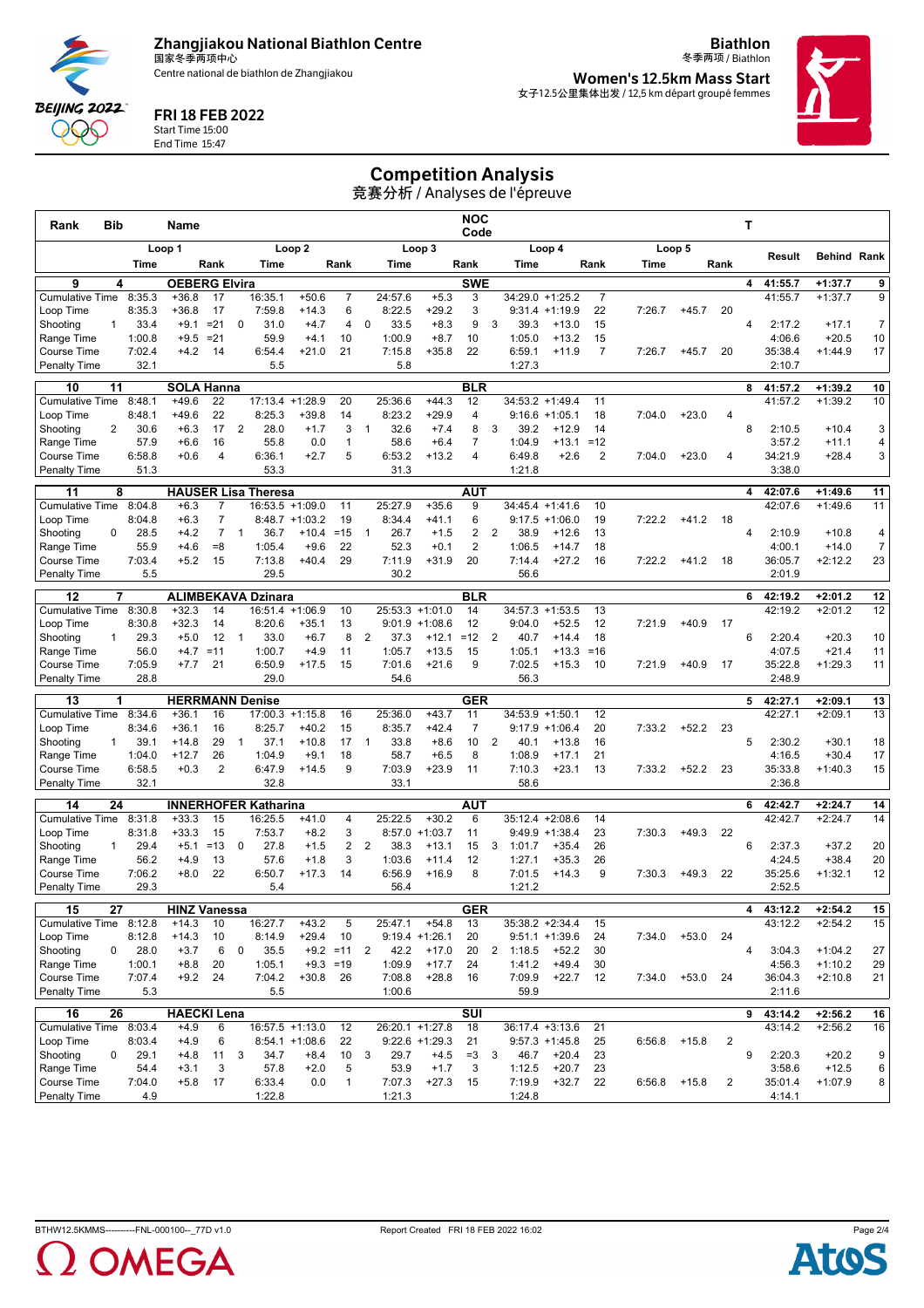Zhangjiakou National Biathlon Centre
国家冬季两项中心
Centre national de biathlon de Zhangjiakou

FRI 18 FEB 2022
Start Time 15:00
End Time 15:47

Biathlon
冬季两项 / Biathlon
Women's 12.5km Mass Start
女子12.5公里集体出发 / 12,5 km départ groupé femmes

# Competition Analysis
竞赛分析 / Analyses de l'épreuve

| Rank | Bib | Name | | | | | | | | NOC Code | | | | | | | T | | | |
|---|---|---|---|---|---|---|---|---|---|---|---|---|---|---|---|---|---|---|---|---|
| | Loop 1 | | | Loop 2 | | | | Loop 3 | | | | Loop 4 | | | Loop 5 | | | Result | Behind | Rank |
| | Time | | Rank | | Time | | Rank | | Time | | Rank | Time | | Rank | Time | | Rank | | | |
| **9** | **4** | **OEBERG Elvira** | | | | | | | | **SWE** | | | | | | | **4** | **41:55.7** | **+1:37.7** | **9** |
| Cumulative Time | 8:35.3 | +36.8 | 17 | | 16:35.1 | +50.6 | 7 | | 24:57.6 | +5.3 | 3 | 34:29.0 | +1:25.2 | 7 | | | | 41:55.7 | +1:37.7 | 9 |
| Loop Time | 8:35.3 | +36.8 | 17 | | 7:59.8 | +14.3 | 6 | | 8:22.5 | +29.2 | 3 | 9:31.4 | +1:19.9 | 22 | 7:26.7 | +45.7 | 20 | | | |
| Shooting | 1 33.4 | +9.1 | =21 | 0 | 31.0 | +4.7 | 4 | 0 | 33.5 | +8.3 | 9 | 3 39.3 | +13.0 | 15 | | | | 4 2:17.2 | +17.1 | 7 |
| Range Time | 1:00.8 | +9.5 | =21 | | 59.9 | +4.1 | 10 | | 1:00.9 | +8.7 | 10 | 1:05.0 | +13.2 | 15 | | | | 4:06.6 | +20.5 | 10 |
| Course Time | 7:02.4 | +4.2 | 14 | | 6:54.4 | +21.0 | 21 | | 7:15.8 | +35.8 | 22 | 6:59.1 | +11.9 | 7 | 7:26.7 | +45.7 | 20 | 35:38.4 | +1:44.9 | 17 |
| Penalty Time | 32.1 | | | | 5.5 | | | | 5.8 | | | 1:27.3 | | | | | | 2:10.7 | | |
| **10** | **11** | **SOLA Hanna** | | | | | | | | **BLR** | | | | | | | **8** | **41:57.2** | **+1:39.2** | **10** |
| Cumulative Time | 8:48.1 | +49.6 | 22 | | 17:13.4 | +1:28.9 | 20 | | 25:36.6 | +44.3 | 12 | 34:53.2 | +1:49.4 | 11 | | | | 41:57.2 | +1:39.2 | 10 |
| Loop Time | 8:48.1 | +49.6 | 22 | | 8:25.3 | +39.8 | 14 | | 8:23.2 | +29.9 | 4 | 9:16.6 | +1:05.1 | 18 | 7:04.0 | +23.0 | 4 | | | |
| Shooting | 2 30.6 | +6.3 | 17 | 2 | 28.0 | +1.7 | 3 | 1 | 32.6 | +7.4 | 8 | 3 39.2 | +12.9 | 14 | | | | 8 2:10.5 | +10.4 | 3 |
| Range Time | 57.9 | +6.6 | 16 | | 55.8 | 0.0 | 1 | | 58.6 | +6.4 | 7 | 1:04.9 | +13.1 | =12 | | | | 3:57.2 | +11.1 | 4 |
| Course Time | 6:58.8 | +0.6 | 4 | | 6:36.1 | +2.7 | 5 | | 6:53.2 | +13.2 | 4 | 6:49.8 | +2.6 | 2 | 7:04.0 | +23.0 | 4 | 34:21.9 | +28.4 | 3 |
| Penalty Time | 51.3 | | | | 53.3 | | | | 31.3 | | | 1:21.8 | | | | | | 3:38.0 | | |
| **11** | **8** | **HAUSER Lisa Theresa** | | | | | | | | **AUT** | | | | | | | **4** | **42:07.6** | **+1:49.6** | **11** |
| Cumulative Time | 8:04.8 | +6.3 | 7 | | 16:53.5 | +1:09.0 | 11 | | 25:27.9 | +35.6 | 9 | 34:45.4 | +1:41.6 | 10 | | | | 42:07.6 | +1:49.6 | 11 |
| Loop Time | 8:04.8 | +6.3 | 7 | | 8:48.7 | +1:03.2 | 19 | | 8:34.4 | +41.1 | 6 | 9:17.5 | +1:06.0 | 19 | 7:22.2 | +41.2 | 18 | | | |
| Shooting | 0 28.5 | +4.2 | 7 | 1 | 36.7 | +10.4 | =15 | 1 | 26.7 | +1.5 | 2 | 2 38.9 | +12.6 | 13 | | | | 4 2:10.9 | +10.8 | 4 |
| Range Time | 55.9 | +4.6 | =8 | | 1:05.4 | +9.6 | 22 | | 52.3 | +0.1 | 2 | 1:06.5 | +14.7 | 18 | | | | 4:00.1 | +14.0 | 7 |
| Course Time | 7:03.4 | +5.2 | 15 | | 7:13.8 | +40.4 | 29 | | 7:11.9 | +31.9 | 20 | 7:14.4 | +27.2 | 16 | 7:22.2 | +41.2 | 18 | 36:05.7 | +2:12.2 | 23 |
| Penalty Time | 5.5 | | | | 29.5 | | | | 30.2 | | | 56.6 | | | | | | 2:01.9 | | |
| **12** | **7** | **ALIMBEKAVA Dzinara** | | | | | | | | **BLR** | | | | | | | **6** | **42:19.2** | **+2:01.2** | **12** |
| Cumulative Time | 8:30.8 | +32.3 | 14 | | 16:51.4 | +1:06.9 | 10 | | 25:53.3 | +1:01.0 | 14 | 34:57.3 | +1:53.5 | 13 | | | | 42:19.2 | +2:01.2 | 12 |
| Loop Time | 8:30.8 | +32.3 | 14 | | 8:20.6 | +35.1 | 13 | | 9:01.9 | +1:08.6 | 12 | 9:04.0 | +52.5 | 12 | 7:21.9 | +40.9 | 17 | | | |
| Shooting | 1 29.3 | +5.0 | 12 | 1 | 33.0 | +6.7 | 8 | 2 | 37.3 | +12.1 | =12 | 2 40.7 | +14.4 | 18 | | | | 6 2:20.4 | +20.3 | 10 |
| Range Time | 56.0 | +4.7 | =11 | | 1:00.7 | +4.9 | 11 | | 1:05.7 | +13.5 | 15 | 1:05.1 | +13.3 | =16 | | | | 4:07.5 | +21.4 | 11 |
| Course Time | 7:05.9 | +7.7 | 21 | | 6:50.9 | +17.5 | 15 | | 7:01.6 | +21.6 | 9 | 7:02.5 | +15.3 | 10 | 7:21.9 | +40.9 | 17 | 35:22.8 | +1:29.3 | 11 |
| Penalty Time | 28.8 | | | | 29.0 | | | | 54.6 | | | 56.3 | | | | | | 2:48.9 | | |
| **13** | **1** | **HERRMANN Denise** | | | | | | | | **GER** | | | | | | | **5** | **42:27.1** | **+2:09.1** | **13** |
| Cumulative Time | 8:34.6 | +36.1 | 16 | | 17:00.3 | +1:15.8 | 16 | | 25:36.0 | +43.7 | 11 | 34:53.9 | +1:50.1 | 12 | | | | 42:27.1 | +2:09.1 | 13 |
| Loop Time | 8:34.6 | +36.1 | 16 | | 8:25.7 | +40.2 | 15 | | 8:35.7 | +42.4 | 7 | 9:17.9 | +1:06.4 | 20 | 7:33.2 | +52.2 | 23 | | | |
| Shooting | 1 39.1 | +14.8 | 29 | 1 | 37.1 | +10.8 | 17 | 1 | 33.8 | +8.6 | 10 | 2 40.1 | +13.8 | 16 | | | | 5 2:30.2 | +30.1 | 18 |
| Range Time | 1:04.0 | +12.7 | 26 | | 1:04.9 | +9.1 | 18 | | 58.7 | +6.5 | 8 | 1:08.9 | +17.1 | 21 | | | | 4:16.5 | +30.4 | 17 |
| Course Time | 6:58.5 | +0.3 | 2 | | 6:47.9 | +14.5 | 9 | | 7:03.9 | +23.9 | 11 | 7:10.3 | +23.1 | 13 | 7:33.2 | +52.2 | 23 | 35:33.8 | +1:40.3 | 15 |
| Penalty Time | 32.1 | | | | 32.8 | | | | 33.1 | | | 58.6 | | | | | | 2:36.8 | | |
| **14** | **24** | **INNERHOFER Katharina** | | | | | | | | **AUT** | | | | | | | **6** | **42:42.7** | **+2:24.7** | **14** |
| Cumulative Time | 8:31.8 | +33.3 | 15 | | 16:25.5 | +41.0 | 4 | | 25:22.5 | +30.2 | 6 | 35:12.4 | +2:08.6 | 14 | | | | 42:42.7 | +2:24.7 | 14 |
| Loop Time | 8:31.8 | +33.3 | 15 | | 7:53.7 | +8.2 | 3 | | 8:57.0 | +1:03.7 | 11 | 9:49.9 | +1:38.4 | 23 | 7:30.3 | +49.3 | 22 | | | |
| Shooting | 1 29.4 | +5.1 | =13 | 0 | 27.8 | +1.5 | 2 | 2 | 38.3 | +13.1 | 15 | 3 1:01.7 | +35.4 | 26 | | | | 6 2:37.3 | +37.2 | 20 |
| Range Time | 56.2 | +4.9 | 13 | | 57.6 | +1.8 | 3 | | 1:03.6 | +11.4 | 12 | 1:27.1 | +35.3 | 26 | | | | 4:24.5 | +38.4 | 20 |
| Course Time | 7:06.2 | +8.0 | 22 | | 6:50.7 | +17.3 | 14 | | 6:56.9 | +16.9 | 8 | 7:01.5 | +14.3 | 9 | 7:30.3 | +49.3 | 22 | 35:25.6 | +1:32.1 | 12 |
| Penalty Time | 29.3 | | | | 5.4 | | | | 56.4 | | | 1:21.2 | | | | | | 2:52.5 | | |
| **15** | **27** | **HINZ Vanessa** | | | | | | | | **GER** | | | | | | | **4** | **43:12.2** | **+2:54.2** | **15** |
| Cumulative Time | 8:12.8 | +14.3 | 10 | | 16:27.7 | +43.2 | 5 | | 25:47.1 | +54.8 | 13 | 35:38.2 | +2:34.4 | 15 | | | | 43:12.2 | +2:54.2 | 15 |
| Loop Time | 8:12.8 | +14.3 | 10 | | 8:14.9 | +29.4 | 10 | | 9:19.4 | +1:26.1 | 20 | 9:51.1 | +1:39.6 | 24 | 7:34.0 | +53.0 | 24 | | | |
| Shooting | 0 28.0 | +3.7 | 6 | 0 | 35.5 | +9.2 | =11 | 2 | 42.2 | +17.0 | 20 | 2 1:18.5 | +52.2 | 30 | | | | 4 3:04.3 | +1:04.2 | 27 |
| Range Time | 1:00.1 | +8.8 | 20 | | 1:05.1 | +9.3 | =19 | | 1:09.9 | +17.7 | 24 | 1:41.2 | +49.4 | 30 | | | | 4:56.3 | +1:10.2 | 29 |
| Course Time | 7:07.4 | +9.2 | 24 | | 7:04.2 | +30.8 | 26 | | 7:08.8 | +28.8 | 16 | 7:09.9 | +22.7 | 12 | 7:34.0 | +53.0 | 24 | 36:04.3 | +2:10.8 | 21 |
| Penalty Time | 5.3 | | | | 5.5 | | | | 1:00.6 | | | 59.9 | | | | | | 2:11.6 | | |
| **16** | **26** | **HAECKI Lena** | | | | | | | | **SUI** | | | | | | | **9** | **43:14.2** | **+2:56.2** | **16** |
| Cumulative Time | 8:03.4 | +4.9 | 6 | | 16:57.5 | +1:13.0 | 12 | | 26:20.1 | +1:27.8 | 18 | 36:17.4 | +3:13.6 | 21 | | | | 43:14.2 | +2:56.2 | 16 |
| Loop Time | 8:03.4 | +4.9 | 6 | | 8:54.1 | +1:08.6 | 22 | | 9:22.6 | +1:29.3 | 21 | 9:57.3 | +1:45.8 | 25 | 6:56.8 | +15.8 | 2 | | | |
| Shooting | 0 29.1 | +4.8 | 11 | 3 | 34.7 | +8.4 | 10 | 3 | 29.7 | +4.5 | =3 | 3 46.7 | +20.4 | 23 | | | | 9 2:20.3 | +20.2 | 9 |
| Range Time | 54.4 | +3.1 | 3 | | 57.8 | +2.0 | 5 | | 53.9 | +1.7 | 3 | 1:12.5 | +20.7 | 23 | | | | 3:58.6 | +12.5 | 6 |
| Course Time | 7:04.0 | +5.8 | 17 | | 6:33.4 | 0.0 | 1 | | 7:07.3 | +27.3 | 15 | 7:19.9 | +32.7 | 22 | 6:56.8 | +15.8 | 2 | 35:01.4 | +1:07.9 | 8 |
| Penalty Time | 4.9 | | | | 1:22.8 | | | | 1:21.3 | | | 1:24.8 | | | | | | 4:14.1 | | |

BTHW12.5KMMS----------FNL-000100--_77D v1.0    Report Created FRI 18 FEB 2022 16:02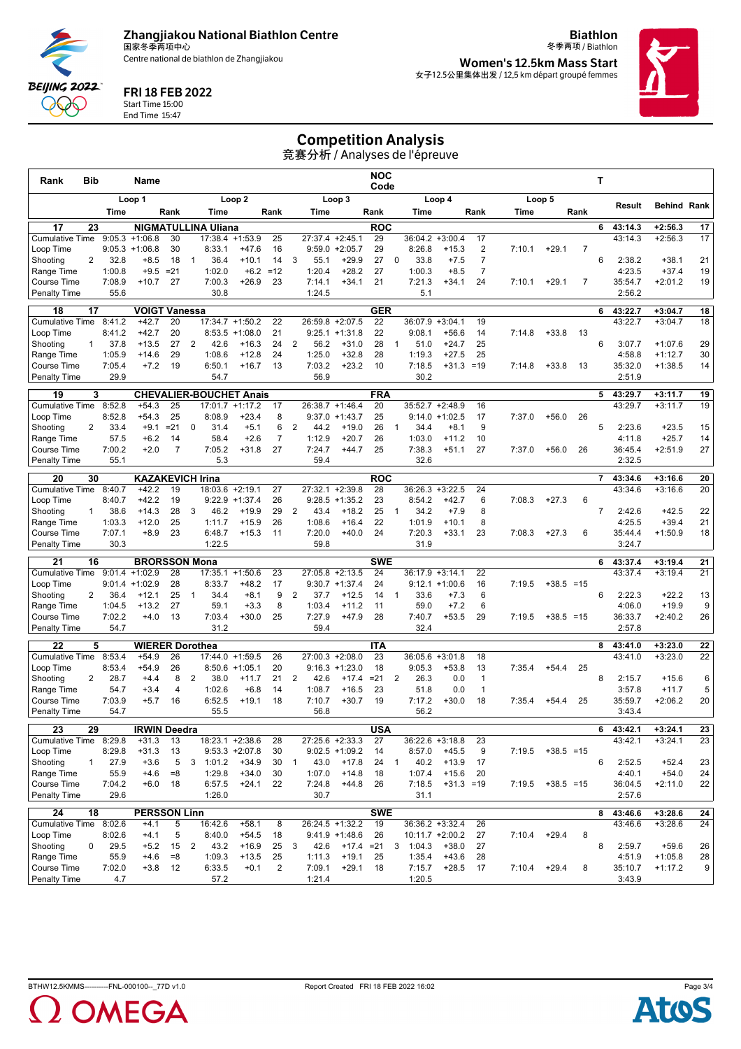Zhangjiakou National Biathlon Centre
国家冬季两项中心
Centre national de biathlon de Zhangjiakou

FRI 18 FEB 2022
Start Time 15:00
End Time 15:47

Biathlon
冬季两项 / Biathlon

Women's 12.5km Mass Start
女子12.5公里集体出发 / 12,5 km départ groupé femmes

# Competition Analysis
## 竞赛分析 / Analyses de l'épreuve

| Rank | Bib | | Name | | | | | | | NOC Code | | | | | | | T | | | |
|---|---|---|---|---|---|---|---|---|---|---|---|---|---|---|---|---|---|---|---|---|
| | | Loop 1 | | | Loop 2 | | | Loop 3 | | | Loop 4 | | | Loop 5 | | | | Result | Behind | Rank |
| | | Time | | Rank | Time | | Rank | Time | | Rank | Time | | Rank | Time | | Rank | | | | |
| **17** | **23** | **NIGMATULLINA Uliana** | | | | | | | | **ROC** | | | | | | | **6** | **43:14.3** | **+2:56.3** | **17** |
| Cumulative Time | | 9:05.3 | +1:06.8 | 30 | 17:38.4 | +1:53.9 | 25 | 27:37.4 | +2:45.1 | 29 | 36:04.2 | +3:00.4 | 17 | | | | | 43:14.3 | +2:56.3 | 17 |
| Loop Time | | 9:05.3 | +1:06.8 | 30 | 8:33.1 | +47.6 | 16 | 9:59.0 | +2:05.7 | 29 | 8:26.8 | +15.3 | 2 | 7:10.1 | +29.1 | 7 | | | | |
| Shooting | 2 | 32.8 | +8.5 | 18 | 1 36.4 | +10.1 | 14 | 3 55.1 | +29.9 | 27 | 0 33.8 | +7.5 | 7 | | | | 6 | 2:38.2 | +38.1 | 21 |
| Range Time | | 1:00.8 | +9.5 | =21 | 1:02.0 | +6.2 | =12 | 1:20.4 | +28.2 | 27 | 1:00.3 | +8.5 | 7 | | | | | 4:23.5 | +37.4 | 19 |
| Course Time | | 7:08.9 | +10.7 | 27 | 7:00.3 | +26.9 | 23 | 7:14.1 | +34.1 | 21 | 7:21.3 | +34.1 | 24 | 7:10.1 | +29.1 | 7 | | 35:54.7 | +2:01.2 | 19 |
| Penalty Time | | 55.6 | | | 30.8 | | | 1:24.5 | | | 5.1 | | | | | | | 2:56.2 | | |
| **18** | **17** | **VOIGT Vanessa** | | | | | | | | **GER** | | | | | | | **6** | **43:22.7** | **+3:04.7** | **18** |
| Cumulative Time | | 8:41.2 | +42.7 | 20 | 17:34.7 | +1:50.2 | 22 | 26:59.8 | +2:07.5 | 22 | 36:07.9 | +3:04.1 | 19 | | | | | 43:22.7 | +3:04.7 | 18 |
| Loop Time | | 8:41.2 | +42.7 | 20 | 8:53.5 | +1:08.0 | 21 | 9:25.1 | +1:31.8 | 22 | 9:08.1 | +56.6 | 14 | 7:14.8 | +33.8 | 13 | | | | |
| Shooting | 1 | 37.8 | +13.5 | 27 | 2 42.6 | +16.3 | 24 | 2 56.2 | +31.0 | 28 | 1 51.0 | +24.7 | 25 | | | | 6 | 3:07.7 | +1:07.6 | 29 |
| Range Time | | 1:05.9 | +14.6 | 29 | 1:08.6 | +12.8 | 24 | 1:25.0 | +32.8 | 28 | 1:19.3 | +27.5 | 25 | | | | | 4:58.8 | +1:12.7 | 30 |
| Course Time | | 7:05.4 | +7.2 | 19 | 6:50.1 | +16.7 | 13 | 7:03.2 | +23.2 | 10 | 7:18.5 | +31.3 | =19 | 7:14.8 | +33.8 | 13 | | 35:32.0 | +1:38.5 | 14 |
| Penalty Time | | 29.9 | | | 54.7 | | | 56.9 | | | 30.2 | | | | | | | 2:51.9 | | |
| **19** | **3** | **CHEVALIER-BOUCHET Anais** | | | | | | | | **FRA** | | | | | | | **5** | **43:29.7** | **+3:11.7** | **19** |
| Cumulative Time | | 8:52.8 | +54.3 | 25 | 17:01.7 | +1:17.2 | 17 | 26:38.7 | +1:46.4 | 20 | 35:52.7 | +2:48.9 | 16 | | | | | 43:29.7 | +3:11.7 | 19 |
| Loop Time | | 8:52.8 | +54.3 | 25 | 8:08.9 | +23.4 | 8 | 9:37.0 | +1:43.7 | 25 | 9:14.0 | +1:02.5 | 17 | 7:37.0 | +56.0 | 26 | | | | |
| Shooting | 2 | 33.4 | +9.1 | =21 | 0 31.4 | +5.1 | 6 | 2 44.2 | +19.0 | 26 | 1 34.4 | +8.1 | 9 | | | | 5 | 2:23.6 | +23.5 | 15 |
| Range Time | | 57.5 | +6.2 | 14 | 58.4 | +2.6 | 7 | 1:12.9 | +20.7 | 26 | 1:03.0 | +11.2 | 10 | | | | | 4:11.8 | +25.7 | 14 |
| Course Time | | 7:00.2 | +2.0 | 7 | 7:05.2 | +31.8 | 27 | 7:24.7 | +44.7 | 25 | 7:38.3 | +51.1 | 27 | 7:37.0 | +56.0 | 26 | | 36:45.4 | +2:51.9 | 27 |
| Penalty Time | | 55.1 | | | 5.3 | | | 59.4 | | | 32.6 | | | | | | | 2:32.5 | | |
| **20** | **30** | **KAZAKEVICH Irina** | | | | | | | | **ROC** | | | | | | | **7** | **43:34.6** | **+3:16.6** | **20** |
| Cumulative Time | | 8:40.7 | +42.2 | 19 | 18:03.6 | +2:19.1 | 27 | 27:32.1 | +2:39.8 | 28 | 36:26.3 | +3:22.5 | 24 | | | | | 43:34.6 | +3:16.6 | 20 |
| Loop Time | | 8:40.7 | +42.2 | 19 | 9:22.9 | +1:37.4 | 26 | 9:28.5 | +1:35.2 | 23 | 8:54.2 | +42.7 | 6 | 7:08.3 | +27.3 | 6 | | | | |
| Shooting | 1 | 38.6 | +14.3 | 28 | 3 46.2 | +19.9 | 29 | 2 43.4 | +18.2 | 25 | 1 34.2 | +7.9 | 8 | | | | 7 | 2:42.6 | +42.5 | 22 |
| Range Time | | 1:03.3 | +12.0 | 25 | 1:11.7 | +15.9 | 26 | 1:08.6 | +16.4 | 22 | 1:01.9 | +10.1 | 8 | | | | | 4:25.5 | +39.4 | 21 |
| Course Time | | 7:07.1 | +8.9 | 23 | 6:48.7 | +15.3 | 11 | 7:20.0 | +40.0 | 24 | 7:20.3 | +33.1 | 23 | 7:08.3 | +27.3 | 6 | | 35:44.4 | +1:50.9 | 18 |
| Penalty Time | | 30.3 | | | 1:22.5 | | | 59.8 | | | 31.9 | | | | | | | 3:24.7 | | |
| **21** | **16** | **BRORSSON Mona** | | | | | | | | **SWE** | | | | | | | **6** | **43:37.4** | **+3:19.4** | **21** |
| Cumulative Time | | 9:01.4 | +1:02.9 | 28 | 17:35.1 | +1:50.6 | 23 | 27:05.8 | +2:13.5 | 24 | 36:17.9 | +3:14.1 | 22 | | | | | 43:37.4 | +3:19.4 | 21 |
| Loop Time | | 9:01.4 | +1:02.9 | 28 | 8:33.7 | +48.2 | 17 | 9:30.7 | +1:37.4 | 24 | 9:12.1 | +1:00.6 | 16 | 7:19.5 | +38.5 | =15 | | | | |
| Shooting | 2 | 36.4 | +12.1 | 25 | 1 34.4 | +8.1 | 9 | 2 37.7 | +12.5 | 14 | 1 33.6 | +7.3 | 6 | | | | 6 | 2:22.3 | +22.2 | 13 |
| Range Time | | 1:04.5 | +13.2 | 27 | 59.1 | +3.3 | 8 | 1:03.4 | +11.2 | 11 | 59.0 | +7.2 | 6 | | | | | 4:06.0 | +19.9 | 9 |
| Course Time | | 7:02.2 | +4.0 | 13 | 7:03.4 | +30.0 | 25 | 7:27.9 | +47.9 | 28 | 7:40.7 | +53.5 | 29 | 7:19.5 | +38.5 | =15 | | 36:33.7 | +2:40.2 | 26 |
| Penalty Time | | 54.7 | | | 31.2 | | | 59.4 | | | 32.4 | | | | | | | 2:57.8 | | |
| **22** | **5** | **WIERER Dorothea** | | | | | | | | **ITA** | | | | | | | **8** | **43:41.0** | **+3:23.0** | **22** |
| Cumulative Time | | 8:53.4 | +54.9 | 26 | 17:44.0 | +1:59.5 | 26 | 27:00.3 | +2:08.0 | 23 | 36:05.6 | +3:01.8 | 18 | | | | | 43:41.0 | +3:23.0 | 22 |
| Loop Time | | 8:53.4 | +54.9 | 26 | 8:50.6 | +1:05.1 | 20 | 9:16.3 | +1:23.0 | 18 | 9:05.3 | +53.8 | 13 | 7:35.4 | +54.4 | 25 | | | | |
| Shooting | 2 | 28.7 | +4.4 | 8 | 2 38.0 | +11.7 | 21 | 2 42.6 | +17.4 | =21 | 2 26.3 | 0.0 | 1 | | | | 8 | 2:15.7 | +15.6 | 6 |
| Range Time | | 54.7 | +3.4 | 4 | 1:02.6 | +6.8 | 14 | 1:08.7 | +16.5 | 23 | 51.8 | 0.0 | 1 | | | | | 3:57.8 | +11.7 | 5 |
| Course Time | | 7:03.9 | +5.7 | 16 | 6:52.5 | +19.1 | 18 | 7:10.7 | +30.7 | 19 | 7:17.2 | +30.0 | 18 | 7:35.4 | +54.4 | 25 | | 35:59.7 | +2:06.2 | 20 |
| Penalty Time | | 54.7 | | | 55.5 | | | 56.8 | | | 56.2 | | | | | | | 3:43.4 | | |
| **23** | **29** | **IRWIN Deedra** | | | | | | | | **USA** | | | | | | | **6** | **43:42.1** | **+3:24.1** | **23** |
| Cumulative Time | | 8:29.8 | +31.3 | 13 | 18:23.1 | +2:38.6 | 28 | 27:25.6 | +2:33.3 | 27 | 36:22.6 | +3:18.8 | 23 | | | | | 43:42.1 | +3:24.1 | 23 |
| Loop Time | | 8:29.8 | +31.3 | 13 | 9:53.3 | +2:07.8 | 30 | 9:02.5 | +1:09.2 | 14 | 8:57.0 | +45.5 | 9 | 7:19.5 | +38.5 | =15 | | | | |
| Shooting | 1 | 27.9 | +3.6 | 5 | 3 1:01.2 | +34.9 | 30 | 1 43.0 | +17.8 | 24 | 1 40.2 | +13.9 | 17 | | | | 6 | 2:52.5 | +52.4 | 23 |
| Range Time | | 55.9 | +4.6 | =8 | 1:29.8 | +34.0 | 30 | 1:07.0 | +14.8 | 18 | 1:07.4 | +15.6 | 20 | | | | | 4:40.1 | +54.0 | 24 |
| Course Time | | 7:04.2 | +6.0 | 18 | 6:57.5 | +24.1 | 22 | 7:24.8 | +44.8 | 26 | 7:18.5 | +31.3 | =19 | 7:19.5 | +38.5 | =15 | | 36:04.5 | +2:11.0 | 22 |
| Penalty Time | | 29.6 | | | 1:26.0 | | | 30.7 | | | 31.1 | | | | | | | 2:57.6 | | |
| **24** | **18** | **PERSSON Linn** | | | | | | | | **SWE** | | | | | | | **8** | **43:46.6** | **+3:28.6** | **24** |
| Cumulative Time | | 8:02.6 | +4.1 | 5 | 16:42.6 | +58.1 | 8 | 26:24.5 | +1:32.2 | 19 | 36:36.2 | +3:32.4 | 26 | | | | | 43:46.6 | +3:28.6 | 24 |
| Loop Time | | 8:02.6 | +4.1 | 5 | 8:40.0 | +54.5 | 18 | 9:41.9 | +1:48.6 | 26 | 10:11.7 | +2:00.2 | 27 | 7:10.4 | +29.4 | 8 | | | | |
| Shooting | 0 | 29.5 | +5.2 | 15 | 2 43.2 | +16.9 | 25 | 3 42.6 | +17.4 | =21 | 3 1:04.3 | +38.0 | 27 | | | | 8 | 2:59.7 | +59.6 | 26 |
| Range Time | | 55.9 | +4.6 | =8 | 1:09.3 | +13.5 | 25 | 1:11.3 | +19.1 | 25 | 1:35.4 | +43.6 | 28 | | | | | 4:51.9 | +1:05.8 | 28 |
| Course Time | | 7:02.0 | +3.8 | 12 | 6:33.5 | +0.1 | 2 | 7:09.1 | +29.1 | 18 | 7:15.5 | +28.5 | 17 | 7:10.4 | +29.4 | 8 | | 35:10.7 | +1:17.2 | 9 |
| Penalty Time | | 4.7 | | | 57.2 | | | 1:21.4 | | | 1:20.5 | | | | | | | 3:43.9 | | |

BTHW12.5KMMS-----------FNL-000100--_77D v1.0 Report Created FRI 18 FEB 2022 16:02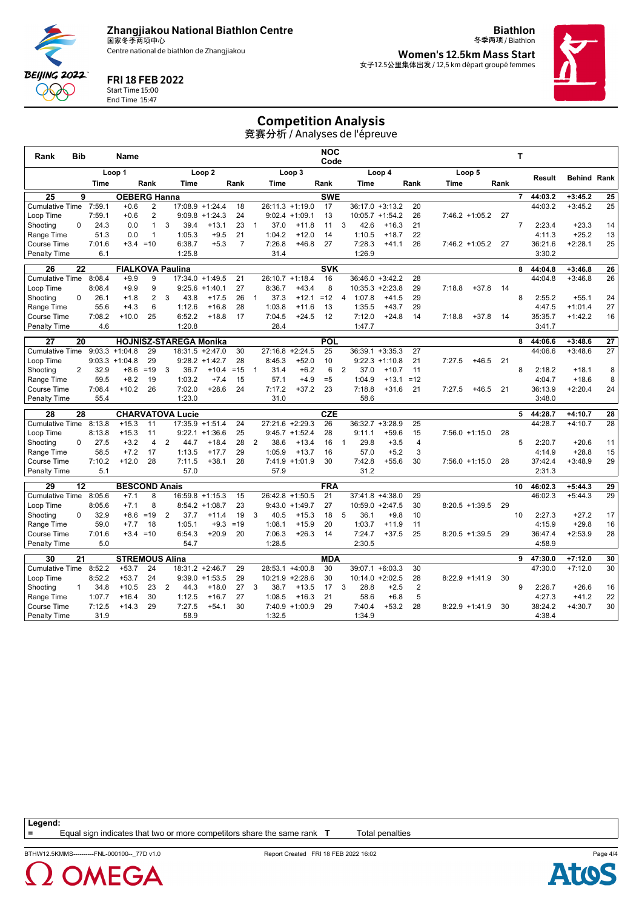Zhangjiakou National Biathlon Centre
国家冬季两项中心
Centre national de biathlon de Zhangjiakou

FRI 18 FEB 2022
Start Time 15:00
End Time 15:47

Biathlon
冬季两项 / Biathlon

Women's 12.5km Mass Start
女子12.5公里集体出发 / 12,5 km départ groupé femmes

# Competition Analysis
竞赛分析 / Analyses de l'épreuve

| Rank | Bib | Name | | | | | | | | | NOC Code | | | | | | | | | T | Result | Behind | Rank |
|---|---|---|---|---|---|---|---|---|---|---|---|---|---|---|---|---|---|---|---|---|---|---|---|
| | Loop 1 | | | | Loop 2 | | | | Loop 3 | | | | Loop 4 | | | | Loop 5 | | | | | | |
| | Time | | Rank | | Time | | Rank | | Time | | Rank | | Time | | Rank | | Time | | Rank | | | | |
| **25** | **9** | **OEBERG Hanna** | | | | | | | | | **SWE** | | | | | | | | | **7** | **44:03.2** | **+3:45.2** | **25** |
| Cumulative Time | 7:59.1 | +0.6 | 2 | | 17:08.9 | +1:24.4 | 18 | | 26:11.3 | +1:19.0 | 17 | | 36:17.0 | +3:13.2 | 20 | | | | | | 44:03.2 | +3:45.2 | 25 |
| Loop Time | 7:59.1 | +0.6 | 2 | | 9:09.8 | +1:24.3 | 24 | | 9:02.4 | +1:09.1 | 13 | | 10:05.7 | +1:54.2 | 26 | | 7:46.2 | +1:05.2 | 27 | | | | |
| Shooting | 0 | 24.3 | 0.0 | 1 | 3 | 39.4 | +13.1 | 23 | 1 | 37.0 | +11.8 | 11 | 3 | 42.6 | +16.3 | 21 | | | | 7 | 2:23.4 | +23.3 | 14 |
| Range Time | 51.3 | 0.0 | 1 | | 1:05.3 | +9.5 | 21 | | 1:04.2 | +12.0 | 14 | | 1:10.5 | +18.7 | 22 | | | | | | 4:11.3 | +25.2 | 13 |
| Course Time | 7:01.6 | +3.4 | =10 | | 6:38.7 | +5.3 | 7 | | 7:26.8 | +46.8 | 27 | | 7:28.3 | +41.1 | 26 | | 7:46.2 | +1:05.2 | 27 | | 36:21.6 | +2:28.1 | 25 |
| Penalty Time | 6.1 | | | | 1:25.8 | | | | 31.4 | | | | 1:26.9 | | | | | | | | 3:30.2 | | |
| **26** | **22** | **FIALKOVA Paulina** | | | | | | | | | **SVK** | | | | | | | | | **8** | **44:04.8** | **+3:46.8** | **26** |
| Cumulative Time | 8:08.4 | +9.9 | 9 | | 17:34.0 | +1:49.5 | 21 | | 26:10.7 | +1:18.4 | 16 | | 36:46.0 | +3:42.2 | 28 | | | | | | 44:04.8 | +3:46.8 | 26 |
| Loop Time | 8:08.4 | +9.9 | 9 | | 9:25.6 | +1:40.1 | 27 | | 8:36.7 | +43.4 | 8 | | 10:35.3 | +2:23.8 | 29 | | 7:18.8 | +37.8 | 14 | | | | |
| Shooting | 0 | 26.1 | +1.8 | 2 | 3 | 43.8 | +17.5 | 26 | 1 | 37.3 | +12.1 | =12 | 4 | 1:07.8 | +41.5 | 29 | | | | 8 | 2:55.2 | +55.1 | 24 |
| Range Time | 55.6 | +4.3 | 6 | | 1:12.6 | +16.8 | 28 | | 1:03.8 | +11.6 | 13 | | 1:35.5 | +43.7 | 29 | | | | | | 4:47.5 | +1:01.4 | 27 |
| Course Time | 7:08.2 | +10.0 | 25 | | 6:52.2 | +18.8 | 17 | | 7:04.5 | +24.5 | 12 | | 7:12.0 | +24.8 | 14 | | 7:18.8 | +37.8 | 14 | | 35:35.7 | +1:42.2 | 16 |
| Penalty Time | 4.6 | | | | 1:20.8 | | | | 28.4 | | | | 1:47.7 | | | | | | | | 3:41.7 | | |
| **27** | **20** | **HOJNISZ-STAREGA Monika** | | | | | | | | | **POL** | | | | | | | | | **8** | **44:06.6** | **+3:48.6** | **27** |
| Cumulative Time | 9:03.3 | +1:04.8 | 29 | | 18:31.5 | +2:47.0 | 30 | | 27:16.8 | +2:24.5 | 25 | | 36:39.1 | +3:35.3 | 27 | | | | | | 44:06.6 | +3:48.6 | 27 |
| Loop Time | 9:03.3 | +1:04.8 | 29 | | 9:28.2 | +1:42.7 | 28 | | 8:45.3 | +52.0 | 10 | | 9:22.3 | +1:10.8 | 21 | | 7:27.5 | +46.5 | 21 | | | | |
| Shooting | 2 | 32.9 | +8.6 | =19 | 3 | 36.7 | +10.4 | =15 | 1 | 31.4 | +6.2 | 6 | 2 | 37.0 | +10.7 | 11 | | | | 8 | 2:18.2 | +18.1 | 8 |
| Range Time | 59.5 | +8.2 | 19 | | 1:03.2 | +7.4 | 15 | | 57.1 | +4.9 | =5 | | 1:04.9 | +13.1 | =12 | | | | | | 4:04.7 | +18.6 | 8 |
| Course Time | 7:08.4 | +10.2 | 26 | | 7:02.0 | +28.6 | 24 | | 7:17.2 | +37.2 | 23 | | 7:18.8 | +31.6 | 21 | | 7:27.5 | +46.5 | 21 | | 36:13.9 | +2:20.4 | 24 |
| Penalty Time | 55.4 | | | | 1:23.0 | | | | 31.0 | | | | 58.6 | | | | | | | | 3:48.0 | | |
| **28** | **28** | **CHARVATOVA Lucie** | | | | | | | | | **CZE** | | | | | | | | | **5** | **44:28.7** | **+4:10.7** | **28** |
| Cumulative Time | 8:13.8 | +15.3 | 11 | | 17:35.9 | +1:51.4 | 24 | | 27:21.6 | +2:29.3 | 26 | | 36:32.7 | +3:28.9 | 25 | | | | | | 44:28.7 | +4:10.7 | 28 |
| Loop Time | 8:13.8 | +15.3 | 11 | | 9:22.1 | +1:36.6 | 25 | | 9:45.7 | +1:52.4 | 28 | | 9:11.1 | +59.6 | 15 | | 7:56.0 | +1:15.0 | 28 | | | | |
| Shooting | 0 | 27.5 | +3.2 | 4 | 2 | 44.7 | +18.4 | 28 | 2 | 38.6 | +13.4 | 16 | 1 | 29.8 | +3.5 | 4 | | | | 5 | 2:20.7 | +20.6 | 11 |
| Range Time | 58.5 | +7.2 | 17 | | 1:13.5 | +17.7 | 29 | | 1:05.9 | +13.7 | 16 | | 57.0 | +5.2 | 3 | | | | | | 4:14.9 | +28.8 | 15 |
| Course Time | 7:10.2 | +12.0 | 28 | | 7:11.5 | +38.1 | 28 | | 7:41.9 | +1:01.9 | 30 | | 7:42.8 | +55.6 | 30 | | 7:56.0 | +1:15.0 | 28 | | 37:42.4 | +3:48.9 | 29 |
| Penalty Time | 5.1 | | | | 57.0 | | | | 57.9 | | | | 31.2 | | | | | | | | 2:31.3 | | |
| **29** | **12** | **BESCOND Anais** | | | | | | | | | **FRA** | | | | | | | | | **10** | **46:02.3** | **+5:44.3** | **29** |
| Cumulative Time | 8:05.6 | +7.1 | 8 | | 16:59.8 | +1:15.3 | 15 | | 26:42.8 | +1:50.5 | 21 | | 37:41.8 | +4:38.0 | 29 | | | | | | 46:02.3 | +5:44.3 | 29 |
| Loop Time | 8:05.6 | +7.1 | 8 | | 8:54.2 | +1:08.7 | 23 | | 9:43.0 | +1:49.7 | 27 | | 10:59.0 | +2:47.5 | 30 | | 8:20.5 | +1:39.5 | 29 | | | | |
| Shooting | 0 | 32.9 | +8.6 | =19 | 2 | 37.7 | +11.4 | 19 | 3 | 40.5 | +15.3 | 18 | 5 | 36.1 | +9.8 | 10 | | | | 10 | 2:27.3 | +27.2 | 17 |
| Range Time | 59.0 | +7.7 | 18 | | 1:05.1 | +9.3 | =19 | | 1:08.1 | +15.9 | 20 | | 1:03.7 | +11.9 | 11 | | | | | | 4:15.9 | +29.8 | 16 |
| Course Time | 7:01.6 | +3.4 | =10 | | 6:54.3 | +20.9 | 20 | | 7:06.3 | +26.3 | 14 | | 7:24.7 | +37.5 | 25 | | 8:20.5 | +1:39.5 | 29 | | 36:47.4 | +2:53.9 | 28 |
| Penalty Time | 5.0 | | | | 54.7 | | | | 1:28.5 | | | | 2:30.5 | | | | | | | | 4:58.9 | | |
| **30** | **21** | **STREMOUS Alina** | | | | | | | | | **MDA** | | | | | | | | | **9** | **47:30.0** | **+7:12.0** | **30** |
| Cumulative Time | 8:52.2 | +53.7 | 24 | | 18:31.2 | +2:46.7 | 29 | | 28:53.1 | +4:00.8 | 30 | | 39:07.1 | +6:03.3 | 30 | | | | | | 47:30.0 | +7:12.0 | 30 |
| Loop Time | 8:52.2 | +53.7 | 24 | | 9:39.0 | +1:53.5 | 29 | | 10:21.9 | +2:28.6 | 30 | | 10:14.0 | +2:02.5 | 28 | | 8:22.9 | +1:41.9 | 30 | | | | |
| Shooting | 1 | 34.8 | +10.5 | 23 | 2 | 44.3 | +18.0 | 27 | 3 | 38.7 | +13.5 | 17 | 3 | 28.8 | +2.5 | 2 | | | | 9 | 2:26.7 | +26.6 | 16 |
| Range Time | 1:07.7 | +16.4 | 30 | | 1:12.5 | +16.7 | 27 | | 1:08.5 | +16.3 | 21 | | 58.6 | +6.8 | 5 | | | | | | 4:27.3 | +41.2 | 22 |
| Course Time | 7:12.5 | +14.3 | 29 | | 7:27.5 | +54.1 | 30 | | 7:40.9 | +1:00.9 | 29 | | 7:40.4 | +53.2 | 28 | | 8:22.9 | +1:41.9 | 30 | | 38:24.2 | +4:30.7 | 30 |
| Penalty Time | 31.9 | | | | 58.9 | | | | 1:32.5 | | | | 1:34.9 | | | | | | | | 4:38.4 | | |

**Legend:**

= Equal sign indicates that two or more competitors share the same rank **T** Total penalties

BTHW12.5KMMS-----------FNL-000100--_77D v1.0 Report Created FRI 18 FEB 2022 16:02